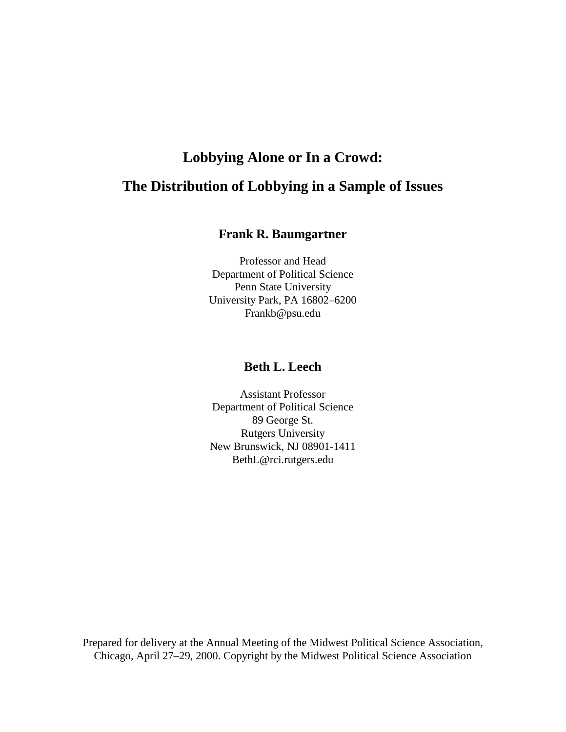# Lobbying Alone or In a Crowd:

# The Distribution of Lobbying in a Sample of Issues

**Frank R. Baumgartner**

Professor and Head
Department of Political Science
Penn State University
University Park, PA 16802–6200
Frankb@psu.edu

**Beth L. Leech**

Assistant Professor
Department of Political Science
89 George St.
Rutgers University
New Brunswick, NJ 08901-1411
BethL@rci.rutgers.edu

Prepared for delivery at the Annual Meeting of the Midwest Political Science Association, Chicago, April 27–29, 2000. Copyright by the Midwest Political Science Association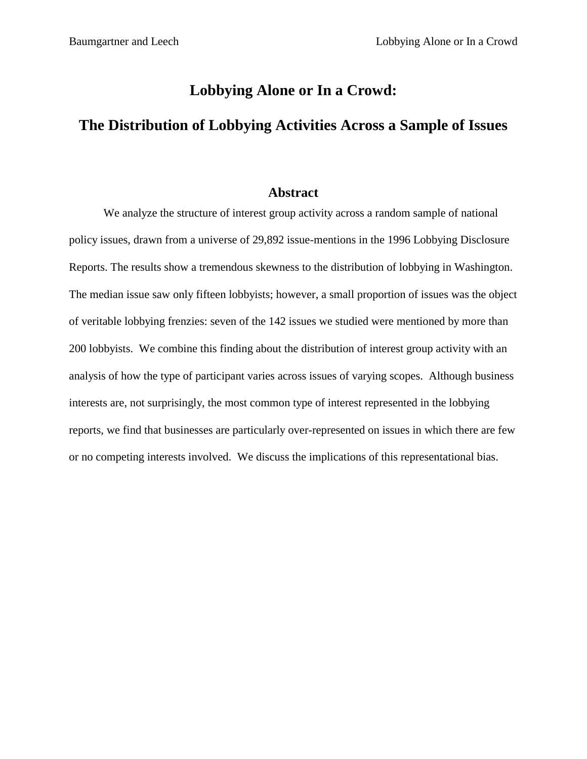# Lobbying Alone or In a Crowd:

# The Distribution of Lobbying Activities Across a Sample of Issues

## Abstract

We analyze the structure of interest group activity across a random sample of national policy issues, drawn from a universe of 29,892 issue-mentions in the 1996 Lobbying Disclosure Reports. The results show a tremendous skewness to the distribution of lobbying in Washington. The median issue saw only fifteen lobbyists; however, a small proportion of issues was the object of veritable lobbying frenzies: seven of the 142 issues we studied were mentioned by more than 200 lobbyists. We combine this finding about the distribution of interest group activity with an analysis of how the type of participant varies across issues of varying scopes. Although business interests are, not surprisingly, the most common type of interest represented in the lobbying reports, we find that businesses are particularly over-represented on issues in which there are few or no competing interests involved. We discuss the implications of this representational bias.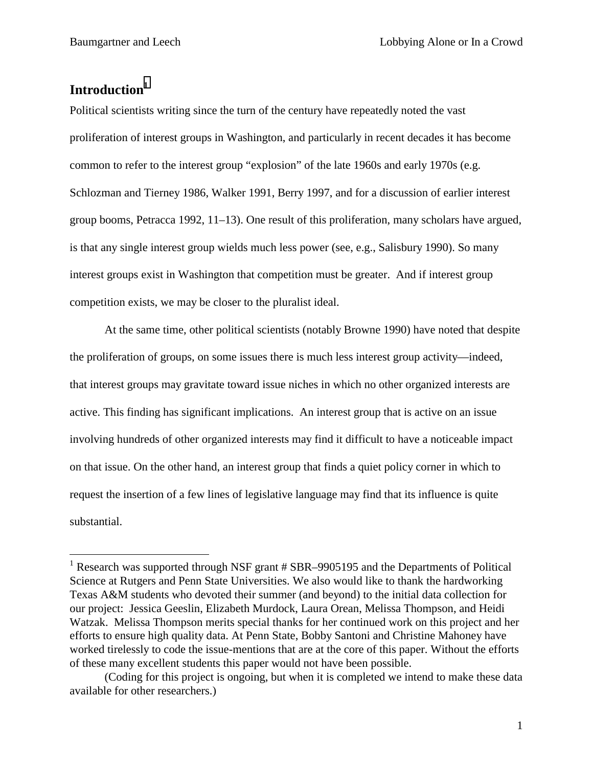# Introduction[1]

Political scientists writing since the turn of the century have repeatedly noted the vast proliferation of interest groups in Washington, and particularly in recent decades it has become common to refer to the interest group "explosion" of the late 1960s and early 1970s (e.g. Schlozman and Tierney 1986, Walker 1991, Berry 1997, and for a discussion of earlier interest group booms, Petracca 1992, 11–13). One result of this proliferation, many scholars have argued, is that any single interest group wields much less power (see, e.g., Salisbury 1990). So many interest groups exist in Washington that competition must be greater. And if interest group competition exists, we may be closer to the pluralist ideal.

At the same time, other political scientists (notably Browne 1990) have noted that despite the proliferation of groups, on some issues there is much less interest group activity—indeed, that interest groups may gravitate toward issue niches in which no other organized interests are active. This finding has significant implications. An interest group that is active on an issue involving hundreds of other organized interests may find it difficult to have a noticeable impact on that issue. On the other hand, an interest group that finds a quiet policy corner in which to request the insertion of a few lines of legislative language may find that its influence is quite substantial.

---

[1] Research was supported through NSF grant # SBR–9905195 and the Departments of Political Science at Rutgers and Penn State Universities. We also would like to thank the hardworking Texas A&M students who devoted their summer (and beyond) to the initial data collection for our project: Jessica Geeslin, Elizabeth Murdock, Laura Orean, Melissa Thompson, and Heidi Watzak. Melissa Thompson merits special thanks for her continued work on this project and her efforts to ensure high quality data. At Penn State, Bobby Santoni and Christine Mahoney have worked tirelessly to code the issue-mentions that are at the core of this paper. Without the efforts of these many excellent students this paper would not have been possible.

(Coding for this project is ongoing, but when it is completed we intend to make these data available for other researchers.)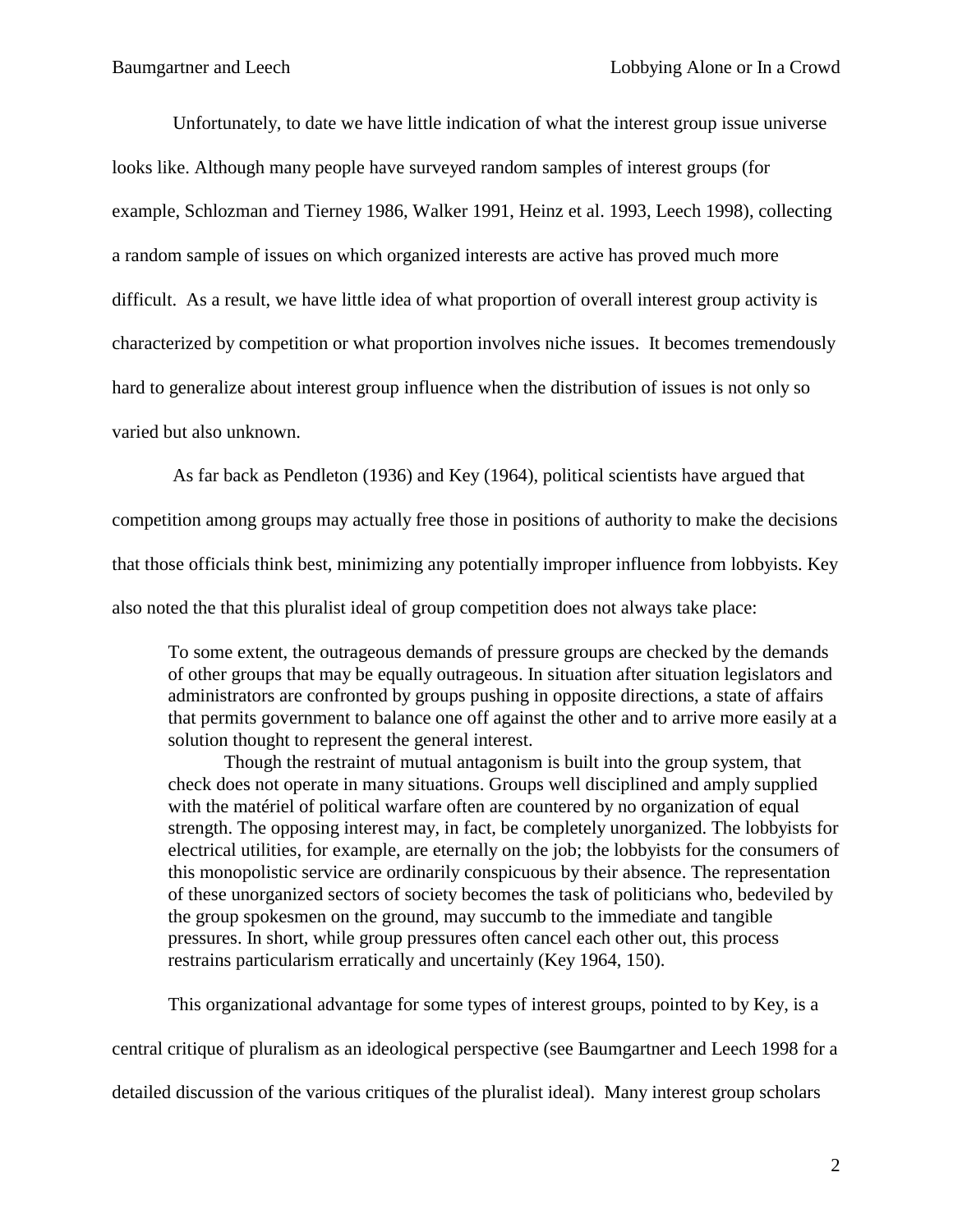Unfortunately, to date we have little indication of what the interest group issue universe looks like. Although many people have surveyed random samples of interest groups (for example, Schlozman and Tierney 1986, Walker 1991, Heinz et al. 1993, Leech 1998), collecting a random sample of issues on which organized interests are active has proved much more difficult. As a result, we have little idea of what proportion of overall interest group activity is characterized by competition or what proportion involves niche issues. It becomes tremendously hard to generalize about interest group influence when the distribution of issues is not only so varied but also unknown.

As far back as Pendleton (1936) and Key (1964), political scientists have argued that competition among groups may actually free those in positions of authority to make the decisions that those officials think best, minimizing any potentially improper influence from lobbyists. Key also noted the that this pluralist ideal of group competition does not always take place:

> To some extent, the outrageous demands of pressure groups are checked by the demands of other groups that may be equally outrageous. In situation after situation legislators and administrators are confronted by groups pushing in opposite directions, a state of affairs that permits government to balance one off against the other and to arrive more easily at a solution thought to represent the general interest.
>
> Though the restraint of mutual antagonism is built into the group system, that check does not operate in many situations. Groups well disciplined and amply supplied with the matériel of political warfare often are countered by no organization of equal strength. The opposing interest may, in fact, be completely unorganized. The lobbyists for electrical utilities, for example, are eternally on the job; the lobbyists for the consumers of this monopolistic service are ordinarily conspicuous by their absence. The representation of these unorganized sectors of society becomes the task of politicians who, bedeviled by the group spokesmen on the ground, may succumb to the immediate and tangible pressures. In short, while group pressures often cancel each other out, this process restrains particularism erratically and uncertainly (Key 1964, 150).

This organizational advantage for some types of interest groups, pointed to by Key, is a central critique of pluralism as an ideological perspective (see Baumgartner and Leech 1998 for a detailed discussion of the various critiques of the pluralist ideal). Many interest group scholars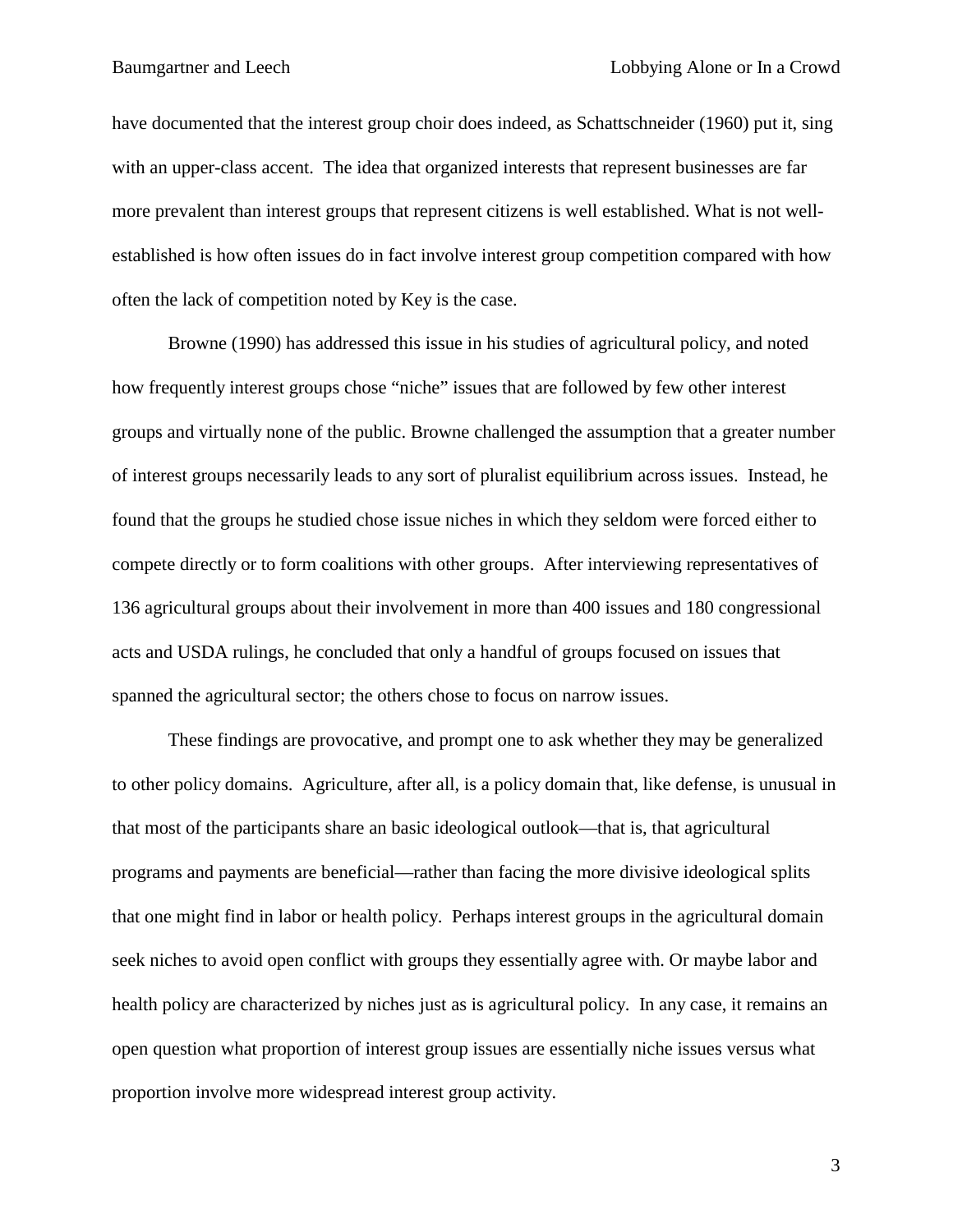have documented that the interest group choir does indeed, as Schattschneider (1960) put it, sing with an upper-class accent. The idea that organized interests that represent businesses are far more prevalent than interest groups that represent citizens is well established. What is not well-established is how often issues do in fact involve interest group competition compared with how often the lack of competition noted by Key is the case.

Browne (1990) has addressed this issue in his studies of agricultural policy, and noted how frequently interest groups chose "niche" issues that are followed by few other interest groups and virtually none of the public. Browne challenged the assumption that a greater number of interest groups necessarily leads to any sort of pluralist equilibrium across issues. Instead, he found that the groups he studied chose issue niches in which they seldom were forced either to compete directly or to form coalitions with other groups. After interviewing representatives of 136 agricultural groups about their involvement in more than 400 issues and 180 congressional acts and USDA rulings, he concluded that only a handful of groups focused on issues that spanned the agricultural sector; the others chose to focus on narrow issues.

These findings are provocative, and prompt one to ask whether they may be generalized to other policy domains. Agriculture, after all, is a policy domain that, like defense, is unusual in that most of the participants share an basic ideological outlook—that is, that agricultural programs and payments are beneficial—rather than facing the more divisive ideological splits that one might find in labor or health policy. Perhaps interest groups in the agricultural domain seek niches to avoid open conflict with groups they essentially agree with. Or maybe labor and health policy are characterized by niches just as is agricultural policy. In any case, it remains an open question what proportion of interest group issues are essentially niche issues versus what proportion involve more widespread interest group activity.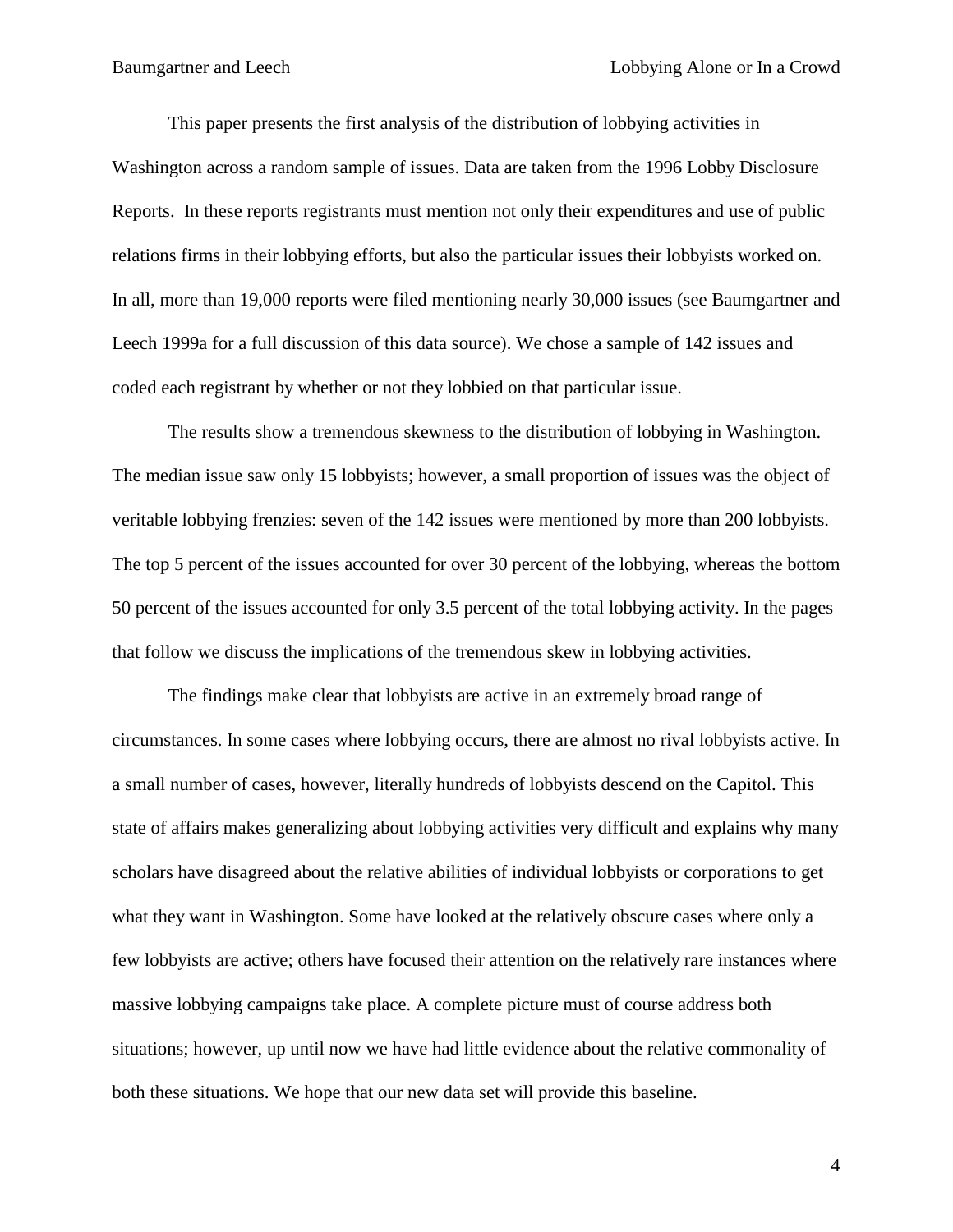This paper presents the first analysis of the distribution of lobbying activities in Washington across a random sample of issues. Data are taken from the 1996 Lobby Disclosure Reports. In these reports registrants must mention not only their expenditures and use of public relations firms in their lobbying efforts, but also the particular issues their lobbyists worked on. In all, more than 19,000 reports were filed mentioning nearly 30,000 issues (see Baumgartner and Leech 1999a for a full discussion of this data source). We chose a sample of 142 issues and coded each registrant by whether or not they lobbied on that particular issue.

The results show a tremendous skewness to the distribution of lobbying in Washington. The median issue saw only 15 lobbyists; however, a small proportion of issues was the object of veritable lobbying frenzies: seven of the 142 issues were mentioned by more than 200 lobbyists. The top 5 percent of the issues accounted for over 30 percent of the lobbying, whereas the bottom 50 percent of the issues accounted for only 3.5 percent of the total lobbying activity. In the pages that follow we discuss the implications of the tremendous skew in lobbying activities.

The findings make clear that lobbyists are active in an extremely broad range of circumstances. In some cases where lobbying occurs, there are almost no rival lobbyists active. In a small number of cases, however, literally hundreds of lobbyists descend on the Capitol. This state of affairs makes generalizing about lobbying activities very difficult and explains why many scholars have disagreed about the relative abilities of individual lobbyists or corporations to get what they want in Washington. Some have looked at the relatively obscure cases where only a few lobbyists are active; others have focused their attention on the relatively rare instances where massive lobbying campaigns take place. A complete picture must of course address both situations; however, up until now we have had little evidence about the relative commonality of both these situations. We hope that our new data set will provide this baseline.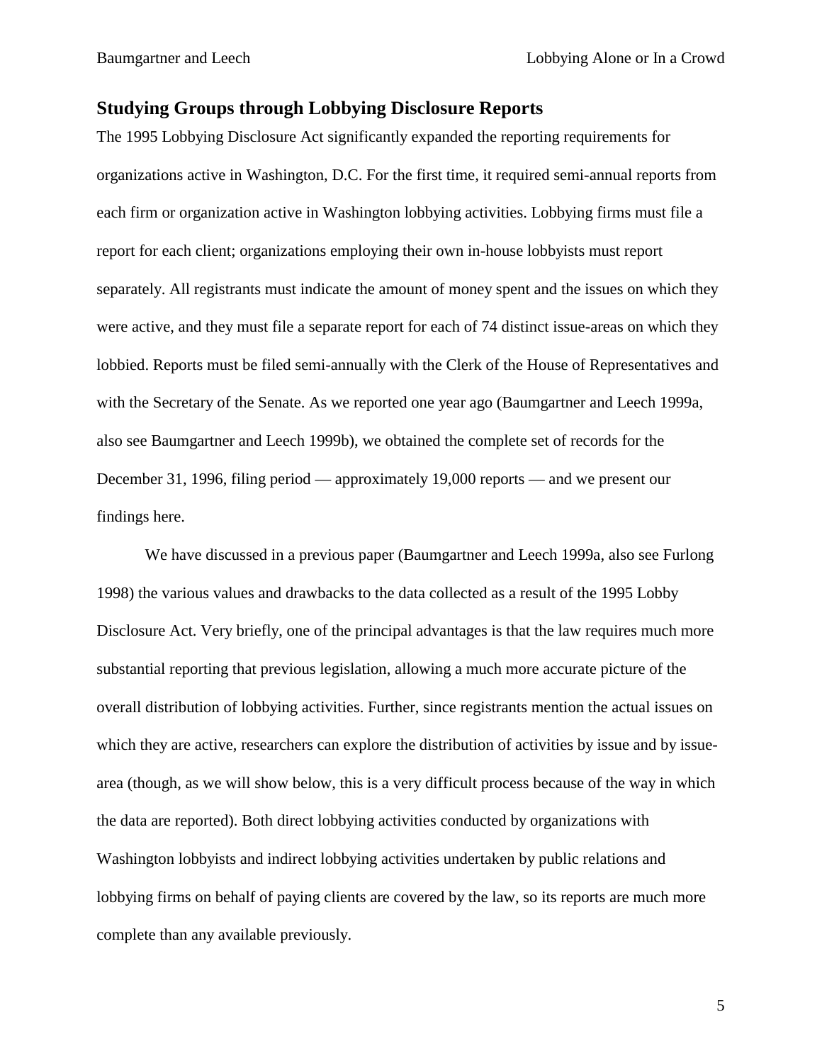## Studying Groups through Lobbying Disclosure Reports

The 1995 Lobbying Disclosure Act significantly expanded the reporting requirements for organizations active in Washington, D.C. For the first time, it required semi-annual reports from each firm or organization active in Washington lobbying activities. Lobbying firms must file a report for each client; organizations employing their own in-house lobbyists must report separately. All registrants must indicate the amount of money spent and the issues on which they were active, and they must file a separate report for each of 74 distinct issue-areas on which they lobbied. Reports must be filed semi-annually with the Clerk of the House of Representatives and with the Secretary of the Senate. As we reported one year ago (Baumgartner and Leech 1999a, also see Baumgartner and Leech 1999b), we obtained the complete set of records for the December 31, 1996, filing period — approximately 19,000 reports — and we present our findings here.

We have discussed in a previous paper (Baumgartner and Leech 1999a, also see Furlong 1998) the various values and drawbacks to the data collected as a result of the 1995 Lobby Disclosure Act. Very briefly, one of the principal advantages is that the law requires much more substantial reporting that previous legislation, allowing a much more accurate picture of the overall distribution of lobbying activities. Further, since registrants mention the actual issues on which they are active, researchers can explore the distribution of activities by issue and by issue-area (though, as we will show below, this is a very difficult process because of the way in which the data are reported). Both direct lobbying activities conducted by organizations with Washington lobbyists and indirect lobbying activities undertaken by public relations and lobbying firms on behalf of paying clients are covered by the law, so its reports are much more complete than any available previously.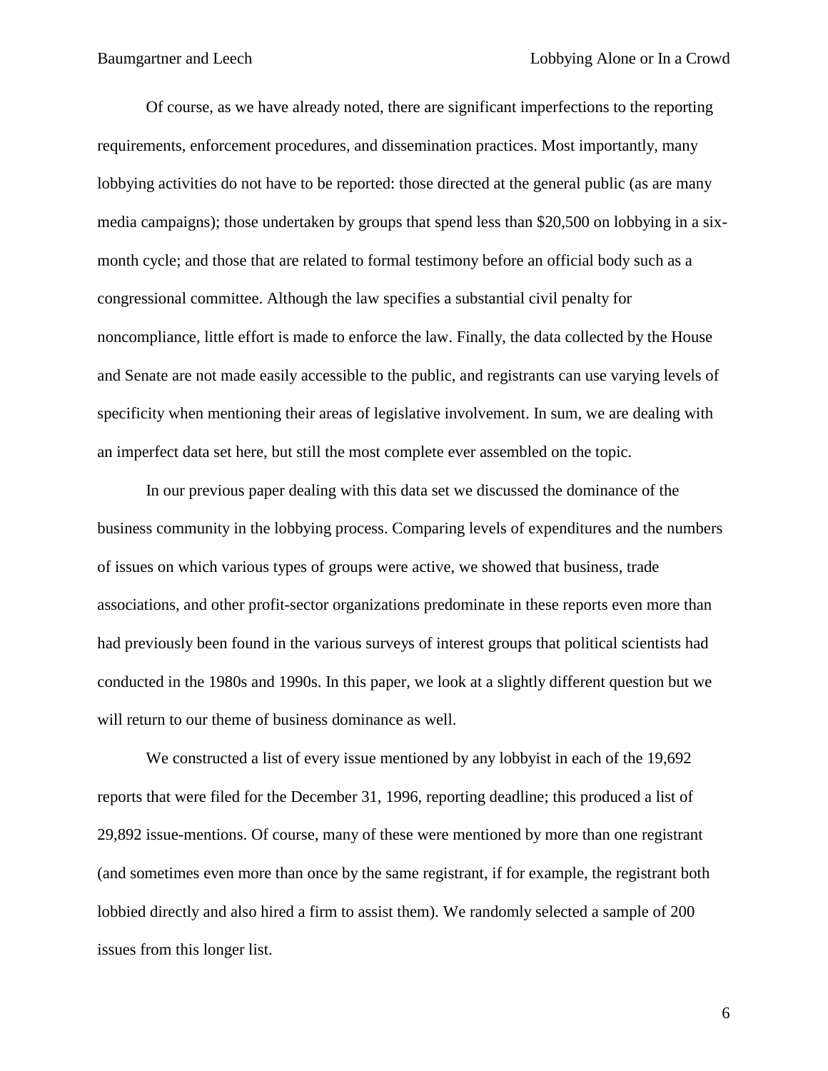Of course, as we have already noted, there are significant imperfections to the reporting requirements, enforcement procedures, and dissemination practices. Most importantly, many lobbying activities do not have to be reported: those directed at the general public (as are many media campaigns); those undertaken by groups that spend less than $20,500 on lobbying in a six-month cycle; and those that are related to formal testimony before an official body such as a congressional committee. Although the law specifies a substantial civil penalty for noncompliance, little effort is made to enforce the law. Finally, the data collected by the House and Senate are not made easily accessible to the public, and registrants can use varying levels of specificity when mentioning their areas of legislative involvement. In sum, we are dealing with an imperfect data set here, but still the most complete ever assembled on the topic.

In our previous paper dealing with this data set we discussed the dominance of the business community in the lobbying process. Comparing levels of expenditures and the numbers of issues on which various types of groups were active, we showed that business, trade associations, and other profit-sector organizations predominate in these reports even more than had previously been found in the various surveys of interest groups that political scientists had conducted in the 1980s and 1990s. In this paper, we look at a slightly different question but we will return to our theme of business dominance as well.

We constructed a list of every issue mentioned by any lobbyist in each of the 19,692 reports that were filed for the December 31, 1996, reporting deadline; this produced a list of 29,892 issue-mentions. Of course, many of these were mentioned by more than one registrant (and sometimes even more than once by the same registrant, if for example, the registrant both lobbied directly and also hired a firm to assist them). We randomly selected a sample of 200 issues from this longer list.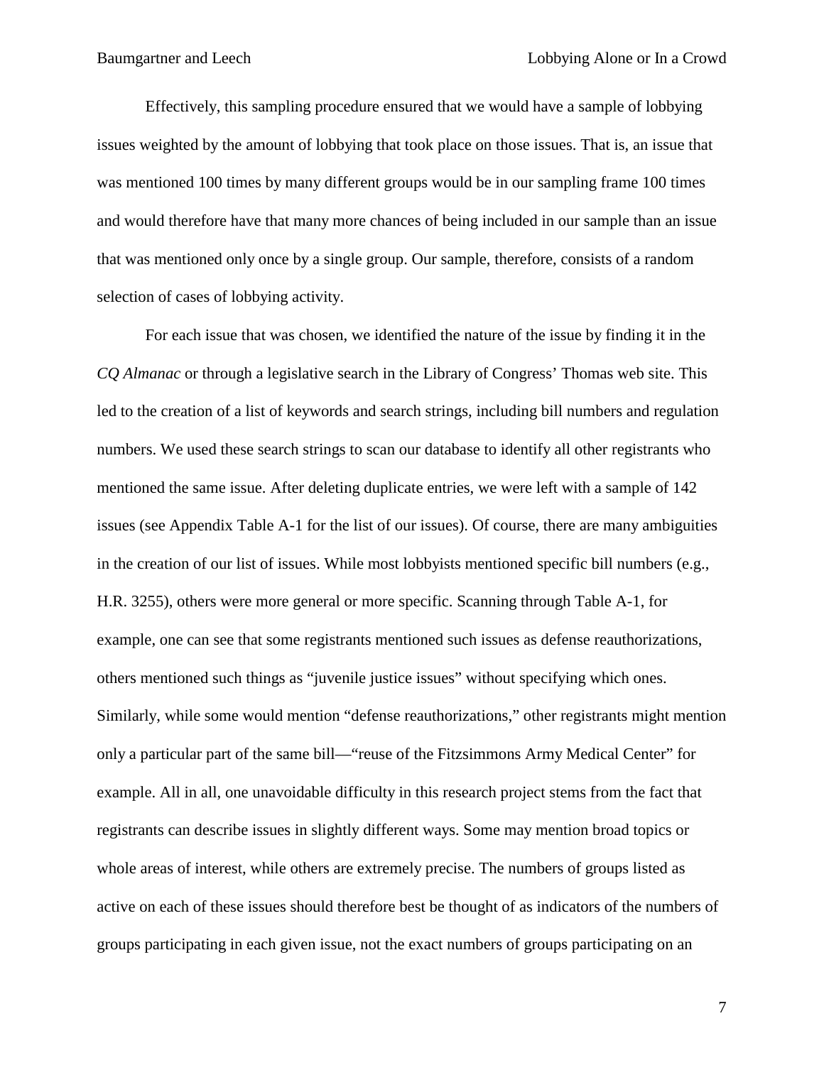Effectively, this sampling procedure ensured that we would have a sample of lobbying issues weighted by the amount of lobbying that took place on those issues. That is, an issue that was mentioned 100 times by many different groups would be in our sampling frame 100 times and would therefore have that many more chances of being included in our sample than an issue that was mentioned only once by a single group. Our sample, therefore, consists of a random selection of cases of lobbying activity.

For each issue that was chosen, we identified the nature of the issue by finding it in the *CQ Almanac* or through a legislative search in the Library of Congress' Thomas web site. This led to the creation of a list of keywords and search strings, including bill numbers and regulation numbers. We used these search strings to scan our database to identify all other registrants who mentioned the same issue. After deleting duplicate entries, we were left with a sample of 142 issues (see Appendix Table A-1 for the list of our issues). Of course, there are many ambiguities in the creation of our list of issues. While most lobbyists mentioned specific bill numbers (e.g., H.R. 3255), others were more general or more specific. Scanning through Table A-1, for example, one can see that some registrants mentioned such issues as defense reauthorizations, others mentioned such things as "juvenile justice issues" without specifying which ones. Similarly, while some would mention "defense reauthorizations," other registrants might mention only a particular part of the same bill—"reuse of the Fitzsimmons Army Medical Center" for example. All in all, one unavoidable difficulty in this research project stems from the fact that registrants can describe issues in slightly different ways. Some may mention broad topics or whole areas of interest, while others are extremely precise. The numbers of groups listed as active on each of these issues should therefore best be thought of as indicators of the numbers of groups participating in each given issue, not the exact numbers of groups participating on an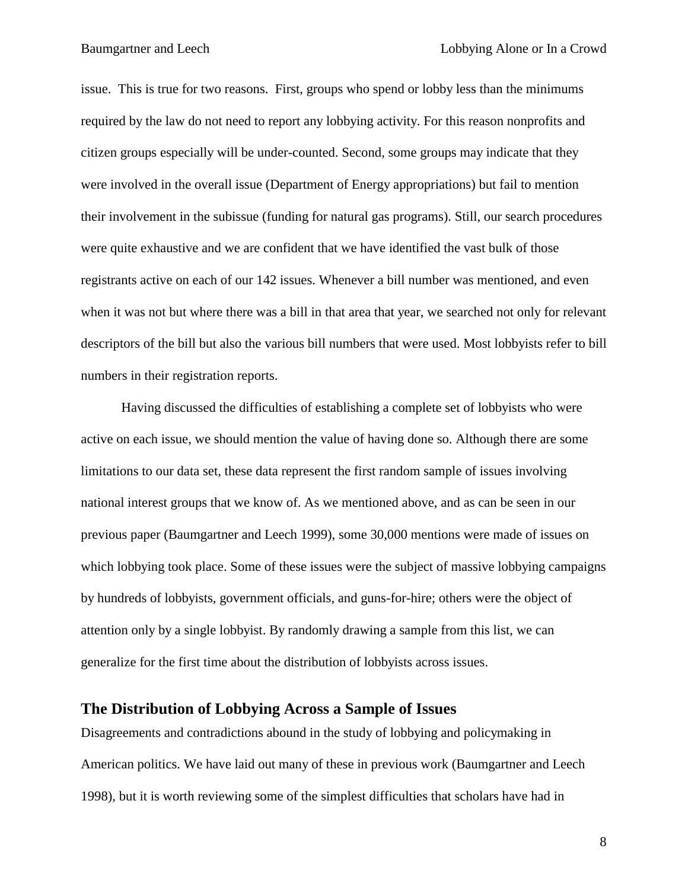issue. This is true for two reasons. First, groups who spend or lobby less than the minimums required by the law do not need to report any lobbying activity. For this reason nonprofits and citizen groups especially will be under-counted. Second, some groups may indicate that they were involved in the overall issue (Department of Energy appropriations) but fail to mention their involvement in the subissue (funding for natural gas programs). Still, our search procedures were quite exhaustive and we are confident that we have identified the vast bulk of those registrants active on each of our 142 issues. Whenever a bill number was mentioned, and even when it was not but where there was a bill in that area that year, we searched not only for relevant descriptors of the bill but also the various bill numbers that were used. Most lobbyists refer to bill numbers in their registration reports.

Having discussed the difficulties of establishing a complete set of lobbyists who were active on each issue, we should mention the value of having done so. Although there are some limitations to our data set, these data represent the first random sample of issues involving national interest groups that we know of. As we mentioned above, and as can be seen in our previous paper (Baumgartner and Leech 1999), some 30,000 mentions were made of issues on which lobbying took place. Some of these issues were the subject of massive lobbying campaigns by hundreds of lobbyists, government officials, and guns-for-hire; others were the object of attention only by a single lobbyist. By randomly drawing a sample from this list, we can generalize for the first time about the distribution of lobbyists across issues.

## The Distribution of Lobbying Across a Sample of Issues

Disagreements and contradictions abound in the study of lobbying and policymaking in American politics. We have laid out many of these in previous work (Baumgartner and Leech 1998), but it is worth reviewing some of the simplest difficulties that scholars have had in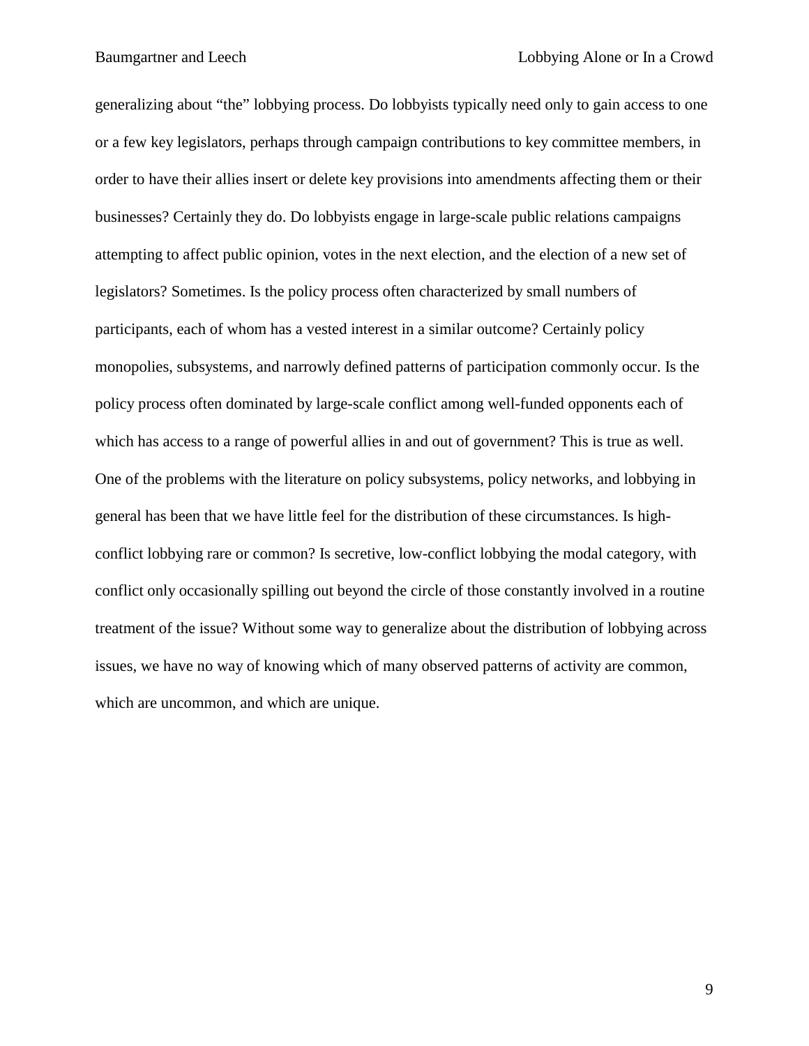generalizing about "the" lobbying process. Do lobbyists typically need only to gain access to one or a few key legislators, perhaps through campaign contributions to key committee members, in order to have their allies insert or delete key provisions into amendments affecting them or their businesses? Certainly they do. Do lobbyists engage in large-scale public relations campaigns attempting to affect public opinion, votes in the next election, and the election of a new set of legislators? Sometimes. Is the policy process often characterized by small numbers of participants, each of whom has a vested interest in a similar outcome? Certainly policy monopolies, subsystems, and narrowly defined patterns of participation commonly occur. Is the policy process often dominated by large-scale conflict among well-funded opponents each of which has access to a range of powerful allies in and out of government? This is true as well. One of the problems with the literature on policy subsystems, policy networks, and lobbying in general has been that we have little feel for the distribution of these circumstances. Is high-conflict lobbying rare or common? Is secretive, low-conflict lobbying the modal category, with conflict only occasionally spilling out beyond the circle of those constantly involved in a routine treatment of the issue? Without some way to generalize about the distribution of lobbying across issues, we have no way of knowing which of many observed patterns of activity are common, which are uncommon, and which are unique.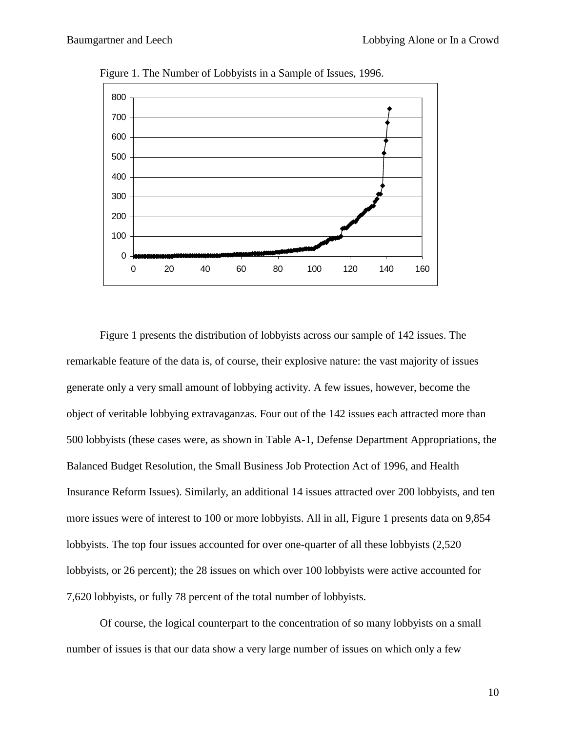Figure 1. The Number of Lobbyists in a Sample of Issues, 1996.

Figure 1 presents the distribution of lobbyists across our sample of 142 issues. The remarkable feature of the data is, of course, their explosive nature: the vast majority of issues generate only a very small amount of lobbying activity. A few issues, however, become the object of veritable lobbying extravaganzas. Four out of the 142 issues each attracted more than 500 lobbyists (these cases were, as shown in Table A-1, Defense Department Appropriations, the Balanced Budget Resolution, the Small Business Job Protection Act of 1996, and Health Insurance Reform Issues). Similarly, an additional 14 issues attracted over 200 lobbyists, and ten more issues were of interest to 100 or more lobbyists. All in all, Figure 1 presents data on 9,854 lobbyists. The top four issues accounted for over one-quarter of all these lobbyists (2,520 lobbyists, or 26 percent); the 28 issues on which over 100 lobbyists were active accounted for 7,620 lobbyists, or fully 78 percent of the total number of lobbyists.

Of course, the logical counterpart to the concentration of so many lobbyists on a small number of issues is that our data show a very large number of issues on which only a few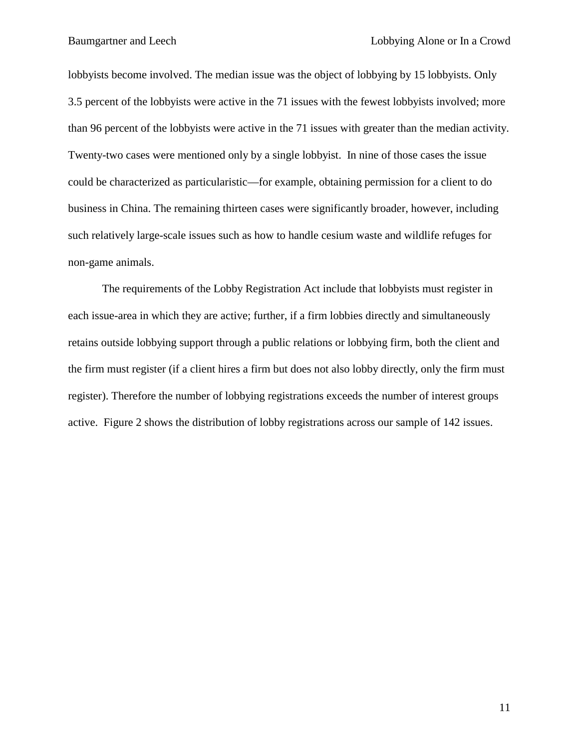lobbyists become involved. The median issue was the object of lobbying by 15 lobbyists. Only 3.5 percent of the lobbyists were active in the 71 issues with the fewest lobbyists involved; more than 96 percent of the lobbyists were active in the 71 issues with greater than the median activity. Twenty-two cases were mentioned only by a single lobbyist. In nine of those cases the issue could be characterized as particularistic—for example, obtaining permission for a client to do business in China. The remaining thirteen cases were significantly broader, however, including such relatively large-scale issues such as how to handle cesium waste and wildlife refuges for non-game animals.

The requirements of the Lobby Registration Act include that lobbyists must register in each issue-area in which they are active; further, if a firm lobbies directly and simultaneously retains outside lobbying support through a public relations or lobbying firm, both the client and the firm must register (if a client hires a firm but does not also lobby directly, only the firm must register). Therefore the number of lobbying registrations exceeds the number of interest groups active. Figure 2 shows the distribution of lobby registrations across our sample of 142 issues.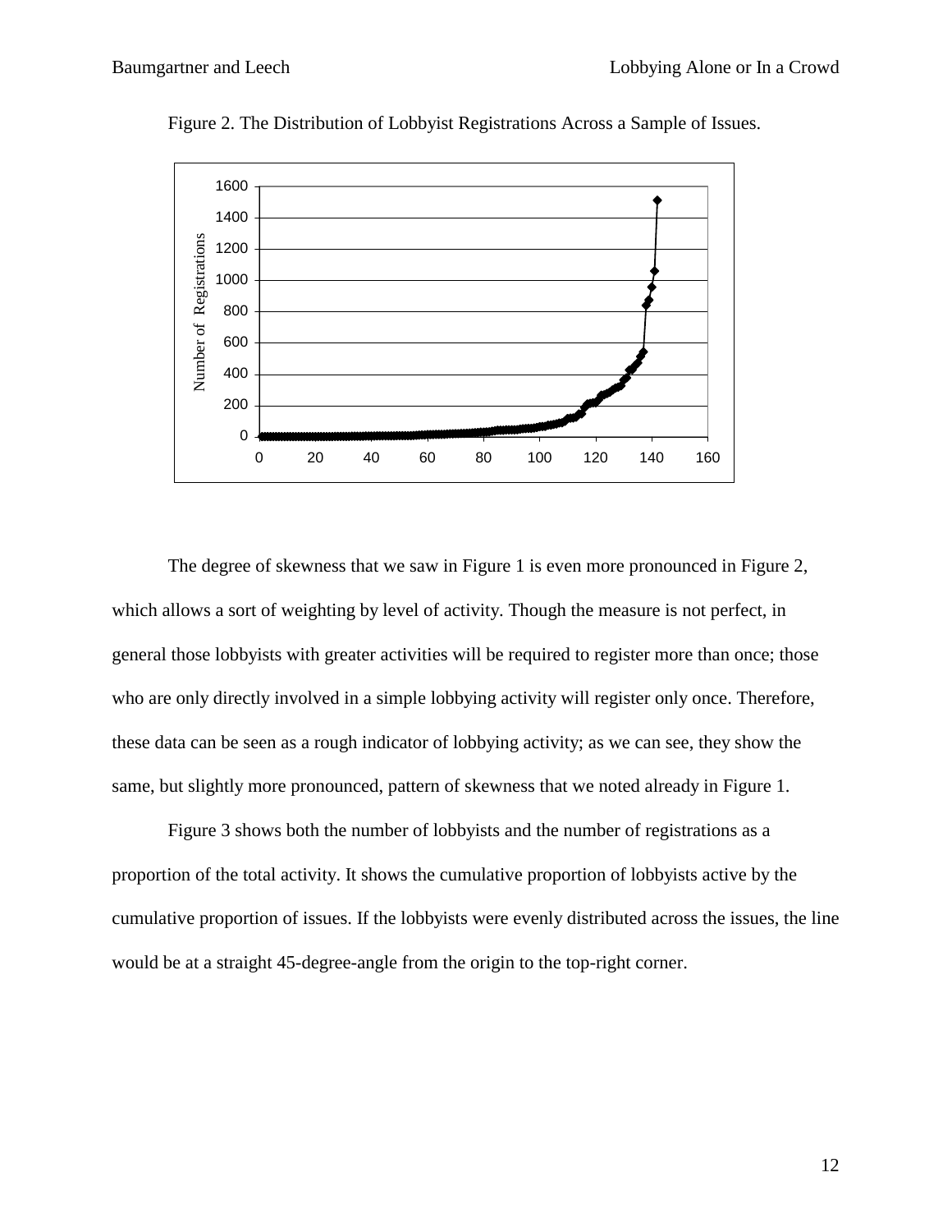Figure 2. The Distribution of Lobbyist Registrations Across a Sample of Issues.

The degree of skewness that we saw in Figure 1 is even more pronounced in Figure 2, which allows a sort of weighting by level of activity. Though the measure is not perfect, in general those lobbyists with greater activities will be required to register more than once; those who are only directly involved in a simple lobbying activity will register only once. Therefore, these data can be seen as a rough indicator of lobbying activity; as we can see, they show the same, but slightly more pronounced, pattern of skewness that we noted already in Figure 1.

Figure 3 shows both the number of lobbyists and the number of registrations as a proportion of the total activity. It shows the cumulative proportion of lobbyists active by the cumulative proportion of issues. If the lobbyists were evenly distributed across the issues, the line would be at a straight 45-degree-angle from the origin to the top-right corner.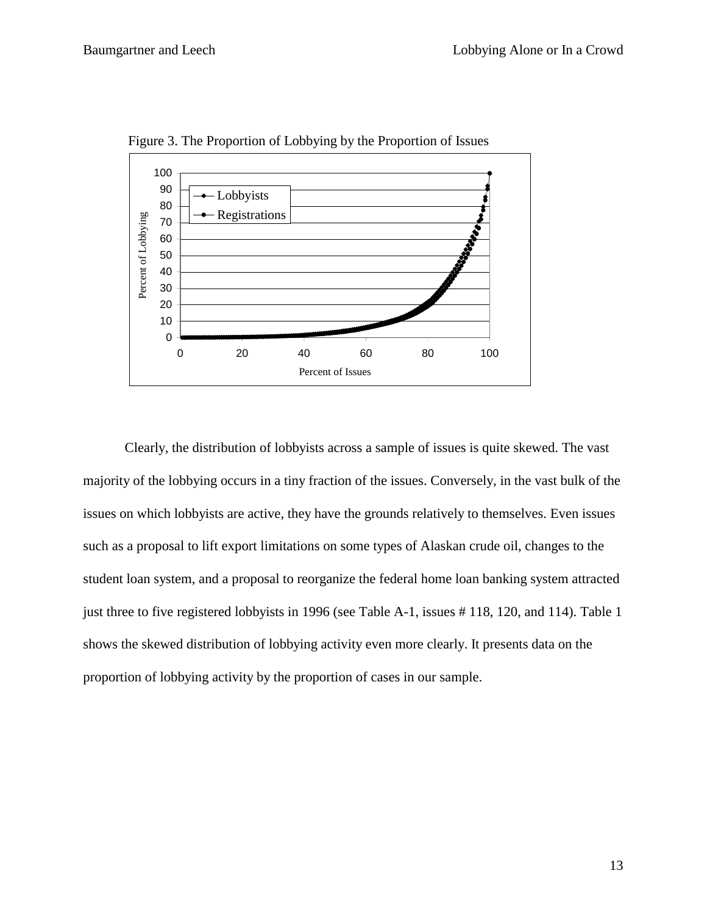Figure 3. The Proportion of Lobbying by the Proportion of Issues

Clearly, the distribution of lobbyists across a sample of issues is quite skewed. The vast majority of the lobbying occurs in a tiny fraction of the issues. Conversely, in the vast bulk of the issues on which lobbyists are active, they have the grounds relatively to themselves. Even issues such as a proposal to lift export limitations on some types of Alaskan crude oil, changes to the student loan system, and a proposal to reorganize the federal home loan banking system attracted just three to five registered lobbyists in 1996 (see Table A-1, issues # 118, 120, and 114). Table 1 shows the skewed distribution of lobbying activity even more clearly. It presents data on the proportion of lobbying activity by the proportion of cases in our sample.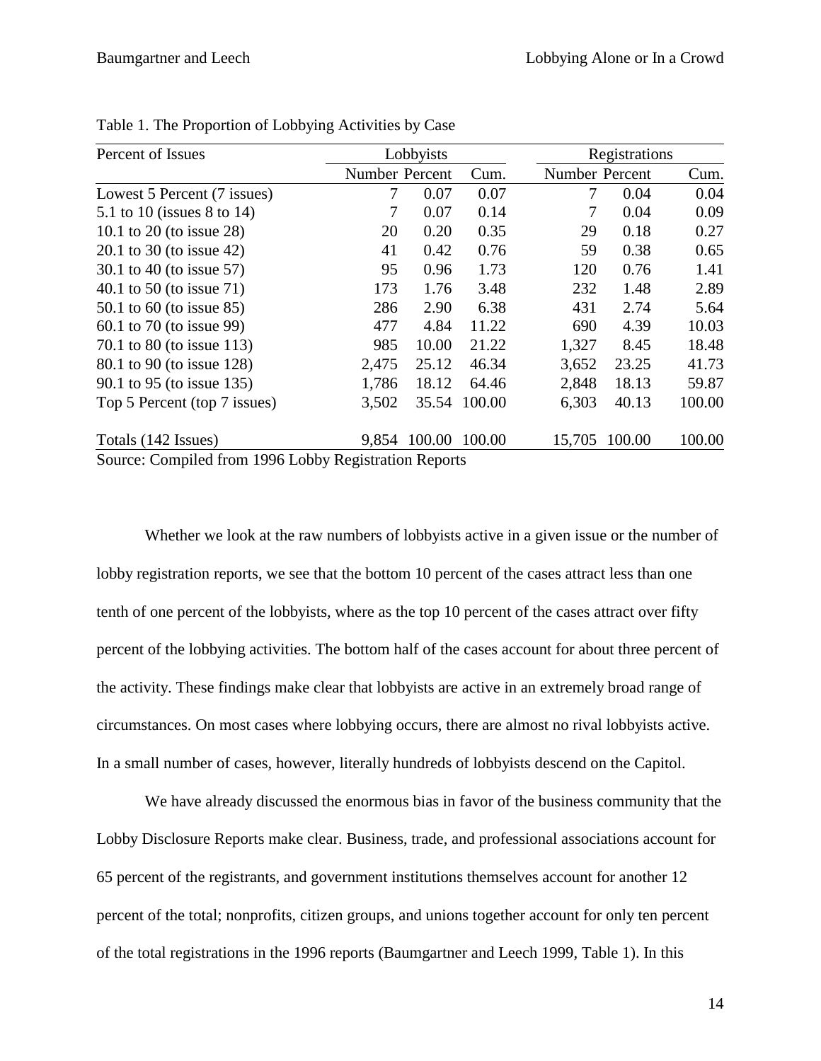Table 1. The Proportion of Lobbying Activities by Case

| Percent of Issues | Lobbyists | | | Registrations | | |
|---|---|---|---|---|---|---|
| | Number | Percent | Cum. | Number | Percent | Cum. |
| Lowest 5 Percent (7 issues) | 7 | 0.07 | 0.07 | 7 | 0.04 | 0.04 |
| 5.1 to 10 (issues 8 to 14) | 7 | 0.07 | 0.14 | 7 | 0.04 | 0.09 |
| 10.1 to 20 (to issue 28) | 20 | 0.20 | 0.35 | 29 | 0.18 | 0.27 |
| 20.1 to 30 (to issue 42) | 41 | 0.42 | 0.76 | 59 | 0.38 | 0.65 |
| 30.1 to 40 (to issue 57) | 95 | 0.96 | 1.73 | 120 | 0.76 | 1.41 |
| 40.1 to 50 (to issue 71) | 173 | 1.76 | 3.48 | 232 | 1.48 | 2.89 |
| 50.1 to 60 (to issue 85) | 286 | 2.90 | 6.38 | 431 | 2.74 | 5.64 |
| 60.1 to 70 (to issue 99) | 477 | 4.84 | 11.22 | 690 | 4.39 | 10.03 |
| 70.1 to 80 (to issue 113) | 985 | 10.00 | 21.22 | 1,327 | 8.45 | 18.48 |
| 80.1 to 90 (to issue 128) | 2,475 | 25.12 | 46.34 | 3,652 | 23.25 | 41.73 |
| 90.1 to 95 (to issue 135) | 1,786 | 18.12 | 64.46 | 2,848 | 18.13 | 59.87 |
| Top 5 Percent (top 7 issues) | 3,502 | 35.54 | 100.00 | 6,303 | 40.13 | 100.00 |
| | | | | | | |
| Totals (142 Issues) | 9,854 | 100.00 | 100.00 | 15,705 | 100.00 | 100.00 |

Source: Compiled from 1996 Lobby Registration Reports

Whether we look at the raw numbers of lobbyists active in a given issue or the number of lobby registration reports, we see that the bottom 10 percent of the cases attract less than one tenth of one percent of the lobbyists, where as the top 10 percent of the cases attract over fifty percent of the lobbying activities. The bottom half of the cases account for about three percent of the activity. These findings make clear that lobbyists are active in an extremely broad range of circumstances. On most cases where lobbying occurs, there are almost no rival lobbyists active. In a small number of cases, however, literally hundreds of lobbyists descend on the Capitol.

We have already discussed the enormous bias in favor of the business community that the Lobby Disclosure Reports make clear. Business, trade, and professional associations account for 65 percent of the registrants, and government institutions themselves account for another 12 percent of the total; nonprofits, citizen groups, and unions together account for only ten percent of the total registrations in the 1996 reports (Baumgartner and Leech 1999, Table 1). In this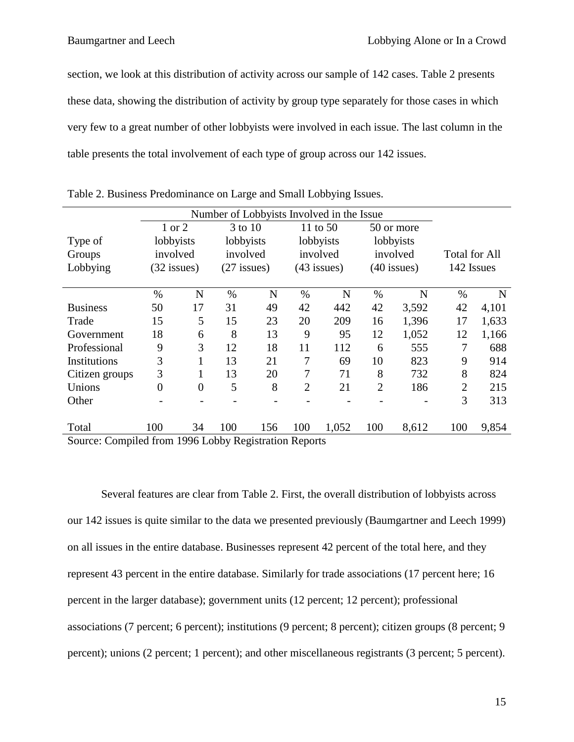section, we look at this distribution of activity across our sample of 142 cases. Table 2 presents these data, showing the distribution of activity by group type separately for those cases in which very few to a great number of other lobbyists were involved in each issue. The last column in the table presents the total involvement of each type of group across our 142 issues.

Table 2. Business Predominance on Large and Small Lobbying Issues.

| Type of Groups Lobbying | Number of Lobbyists Involved in the Issue | | | | | | | | Total for All 142 Issues | |
|---|---|---|---|---|---|---|---|---|---|---|
| | 1 or 2 lobbyists involved (32 issues) | | 3 to 10 lobbyists involved (27 issues) | | 11 to 50 lobbyists involved (43 issues) | | 50 or more lobbyists involved (40 issues) | | | |
| | % | N | % | N | % | N | % | N | % | N |
| Business | 50 | 17 | 31 | 49 | 42 | 442 | 42 | 3,592 | 42 | 4,101 |
| Trade | 15 | 5 | 15 | 23 | 20 | 209 | 16 | 1,396 | 17 | 1,633 |
| Government | 18 | 6 | 8 | 13 | 9 | 95 | 12 | 1,052 | 12 | 1,166 |
| Professional | 9 | 3 | 12 | 18 | 11 | 112 | 6 | 555 | 7 | 688 |
| Institutions | 3 | 1 | 13 | 21 | 7 | 69 | 10 | 823 | 9 | 914 |
| Citizen groups | 3 | 1 | 13 | 20 | 7 | 71 | 8 | 732 | 8 | 824 |
| Unions | 0 | 0 | 5 | 8 | 2 | 21 | 2 | 186 | 2 | 215 |
| Other | - | - | - | - | - | - | - | - | 3 | 313 |
| Total | 100 | 34 | 100 | 156 | 100 | 1,052 | 100 | 8,612 | 100 | 9,854 |

Source: Compiled from 1996 Lobby Registration Reports

Several features are clear from Table 2. First, the overall distribution of lobbyists across our 142 issues is quite similar to the data we presented previously (Baumgartner and Leech 1999) on all issues in the entire database. Businesses represent 42 percent of the total here, and they represent 43 percent in the entire database. Similarly for trade associations (17 percent here; 16 percent in the larger database); government units (12 percent; 12 percent); professional associations (7 percent; 6 percent); institutions (9 percent; 8 percent); citizen groups (8 percent; 9 percent); unions (2 percent; 1 percent); and other miscellaneous registrants (3 percent; 5 percent).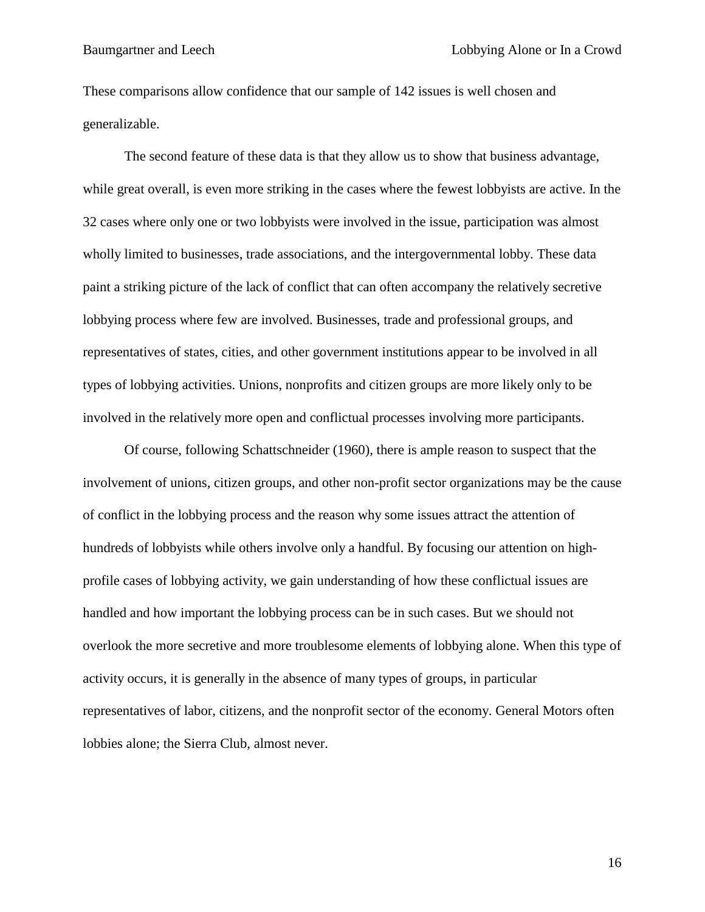These comparisons allow confidence that our sample of 142 issues is well chosen and generalizable.

The second feature of these data is that they allow us to show that business advantage, while great overall, is even more striking in the cases where the fewest lobbyists are active. In the 32 cases where only one or two lobbyists were involved in the issue, participation was almost wholly limited to businesses, trade associations, and the intergovernmental lobby. These data paint a striking picture of the lack of conflict that can often accompany the relatively secretive lobbying process where few are involved. Businesses, trade and professional groups, and representatives of states, cities, and other government institutions appear to be involved in all types of lobbying activities. Unions, nonprofits and citizen groups are more likely only to be involved in the relatively more open and conflictual processes involving more participants.

Of course, following Schattschneider (1960), there is ample reason to suspect that the involvement of unions, citizen groups, and other non-profit sector organizations may be the cause of conflict in the lobbying process and the reason why some issues attract the attention of hundreds of lobbyists while others involve only a handful. By focusing our attention on high-profile cases of lobbying activity, we gain understanding of how these conflictual issues are handled and how important the lobbying process can be in such cases. But we should not overlook the more secretive and more troublesome elements of lobbying alone. When this type of activity occurs, it is generally in the absence of many types of groups, in particular representatives of labor, citizens, and the nonprofit sector of the economy. General Motors often lobbies alone; the Sierra Club, almost never.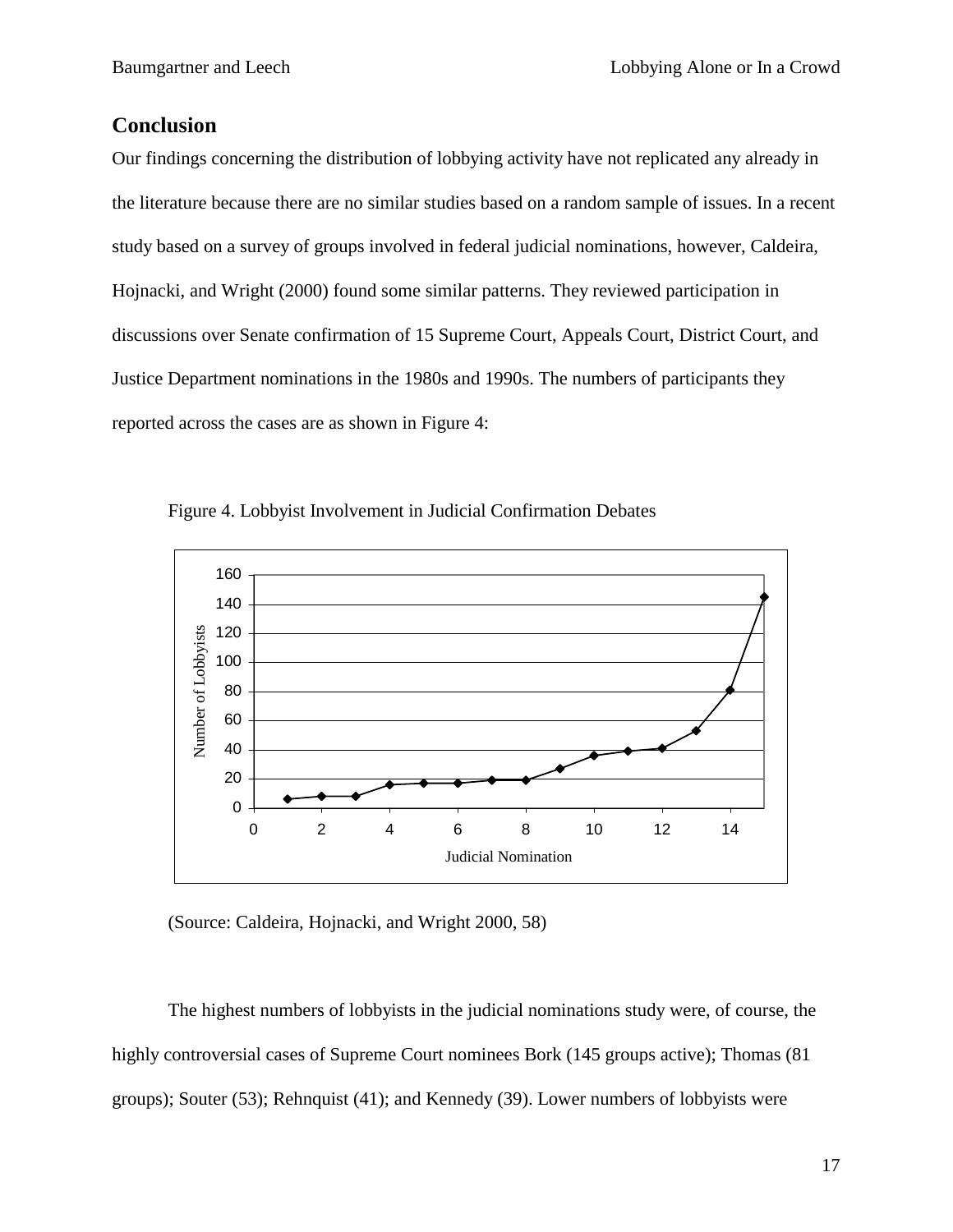## Conclusion

Our findings concerning the distribution of lobbying activity have not replicated any already in the literature because there are no similar studies based on a random sample of issues. In a recent study based on a survey of groups involved in federal judicial nominations, however, Caldeira, Hojnacki, and Wright (2000) found some similar patterns. They reviewed participation in discussions over Senate confirmation of 15 Supreme Court, Appeals Court, District Court, and Justice Department nominations in the 1980s and 1990s. The numbers of participants they reported across the cases are as shown in Figure 4:

Figure 4. Lobbyist Involvement in Judicial Confirmation Debates

(Source: Caldeira, Hojnacki, and Wright 2000, 58)

The highest numbers of lobbyists in the judicial nominations study were, of course, the highly controversial cases of Supreme Court nominees Bork (145 groups active); Thomas (81 groups); Souter (53); Rehnquist (41); and Kennedy (39). Lower numbers of lobbyists were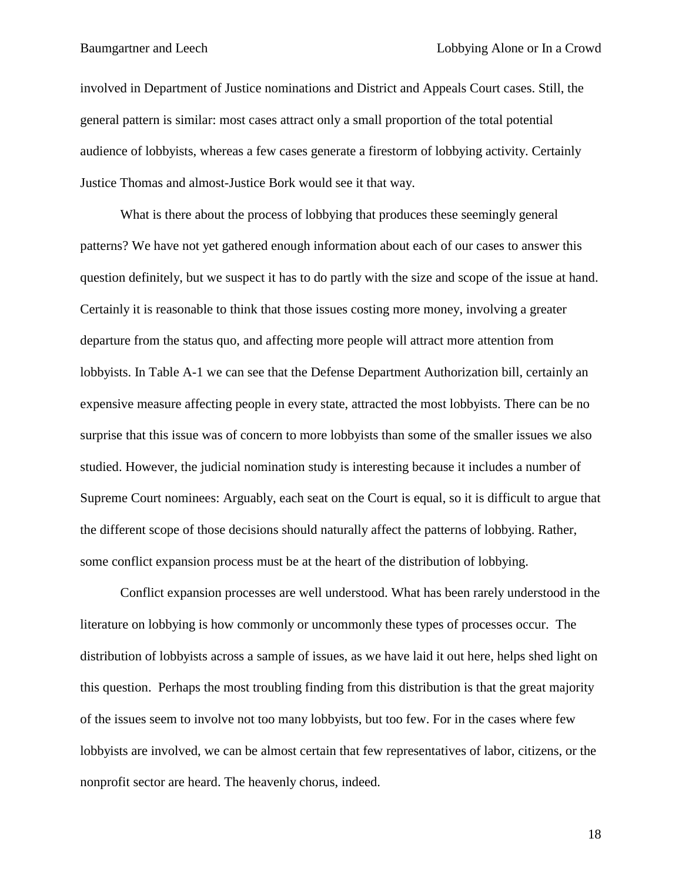involved in Department of Justice nominations and District and Appeals Court cases. Still, the general pattern is similar: most cases attract only a small proportion of the total potential audience of lobbyists, whereas a few cases generate a firestorm of lobbying activity. Certainly Justice Thomas and almost-Justice Bork would see it that way.

What is there about the process of lobbying that produces these seemingly general patterns? We have not yet gathered enough information about each of our cases to answer this question definitely, but we suspect it has to do partly with the size and scope of the issue at hand. Certainly it is reasonable to think that those issues costing more money, involving a greater departure from the status quo, and affecting more people will attract more attention from lobbyists. In Table A-1 we can see that the Defense Department Authorization bill, certainly an expensive measure affecting people in every state, attracted the most lobbyists. There can be no surprise that this issue was of concern to more lobbyists than some of the smaller issues we also studied. However, the judicial nomination study is interesting because it includes a number of Supreme Court nominees: Arguably, each seat on the Court is equal, so it is difficult to argue that the different scope of those decisions should naturally affect the patterns of lobbying. Rather, some conflict expansion process must be at the heart of the distribution of lobbying.

Conflict expansion processes are well understood. What has been rarely understood in the literature on lobbying is how commonly or uncommonly these types of processes occur. The distribution of lobbyists across a sample of issues, as we have laid it out here, helps shed light on this question. Perhaps the most troubling finding from this distribution is that the great majority of the issues seem to involve not too many lobbyists, but too few. For in the cases where few lobbyists are involved, we can be almost certain that few representatives of labor, citizens, or the nonprofit sector are heard. The heavenly chorus, indeed.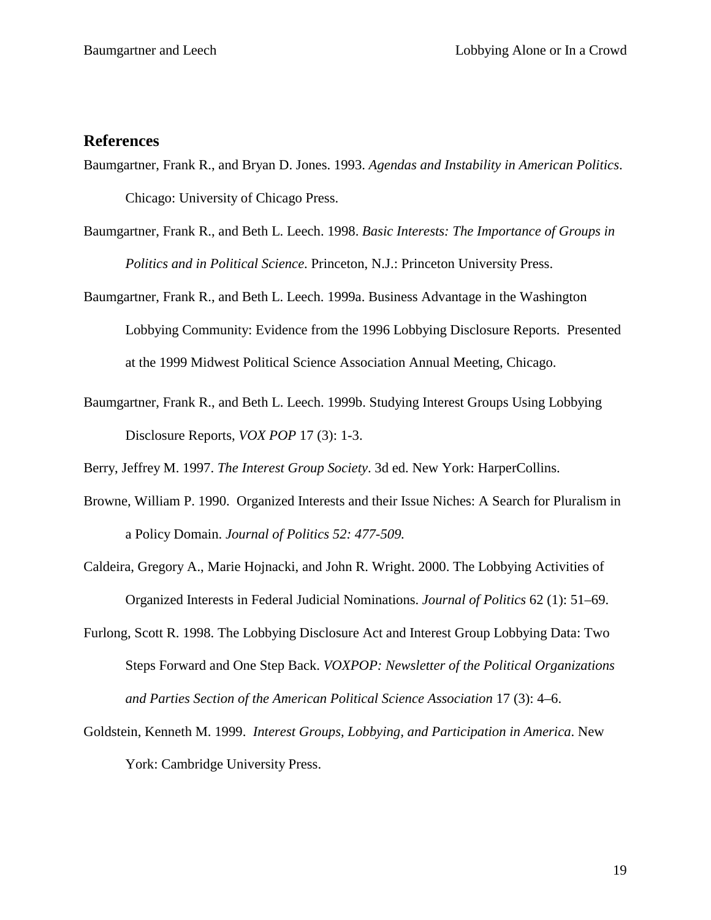## References

Baumgartner, Frank R., and Bryan D. Jones. 1993. *Agendas and Instability in American Politics*. Chicago: University of Chicago Press.

Baumgartner, Frank R., and Beth L. Leech. 1998. *Basic Interests: The Importance of Groups in Politics and in Political Science*. Princeton, N.J.: Princeton University Press.

Baumgartner, Frank R., and Beth L. Leech. 1999a. Business Advantage in the Washington Lobbying Community: Evidence from the 1996 Lobbying Disclosure Reports. Presented at the 1999 Midwest Political Science Association Annual Meeting, Chicago.

Baumgartner, Frank R., and Beth L. Leech. 1999b. Studying Interest Groups Using Lobbying Disclosure Reports, *VOX POP* 17 (3): 1-3.

Berry, Jeffrey M. 1997. *The Interest Group Society*. 3d ed. New York: HarperCollins.

Browne, William P. 1990. Organized Interests and their Issue Niches: A Search for Pluralism in a Policy Domain. *Journal of Politics 52: 477-509.*

Caldeira, Gregory A., Marie Hojnacki, and John R. Wright. 2000. The Lobbying Activities of Organized Interests in Federal Judicial Nominations. *Journal of Politics* 62 (1): 51–69.

Furlong, Scott R. 1998. The Lobbying Disclosure Act and Interest Group Lobbying Data: Two Steps Forward and One Step Back. *VOXPOP: Newsletter of the Political Organizations and Parties Section of the American Political Science Association* 17 (3): 4–6.

Goldstein, Kenneth M. 1999. *Interest Groups, Lobbying, and Participation in America*. New York: Cambridge University Press.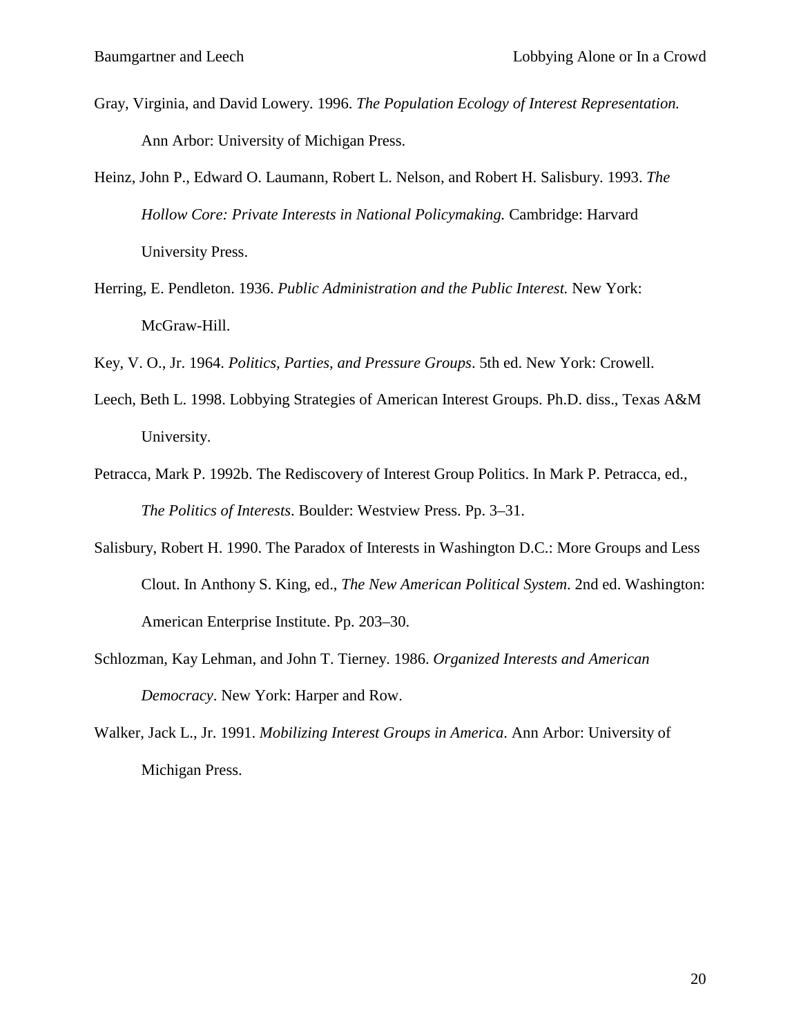Gray, Virginia, and David Lowery. 1996. *The Population Ecology of Interest Representation.* Ann Arbor: University of Michigan Press.

Heinz, John P., Edward O. Laumann, Robert L. Nelson, and Robert H. Salisbury. 1993. *The Hollow Core: Private Interests in National Policymaking.* Cambridge: Harvard University Press.

Herring, E. Pendleton. 1936. *Public Administration and the Public Interest.* New York: McGraw-Hill.

Key, V. O., Jr. 1964. *Politics, Parties, and Pressure Groups*. 5th ed. New York: Crowell.

Leech, Beth L. 1998. Lobbying Strategies of American Interest Groups. Ph.D. diss., Texas A&M University.

Petracca, Mark P. 1992b. The Rediscovery of Interest Group Politics. In Mark P. Petracca, ed., *The Politics of Interests*. Boulder: Westview Press. Pp. 3–31.

Salisbury, Robert H. 1990. The Paradox of Interests in Washington D.C.: More Groups and Less Clout. In Anthony S. King, ed., *The New American Political System*. 2nd ed. Washington: American Enterprise Institute. Pp. 203–30.

Schlozman, Kay Lehman, and John T. Tierney. 1986. *Organized Interests and American Democracy*. New York: Harper and Row.

Walker, Jack L., Jr. 1991. *Mobilizing Interest Groups in America*. Ann Arbor: University of Michigan Press.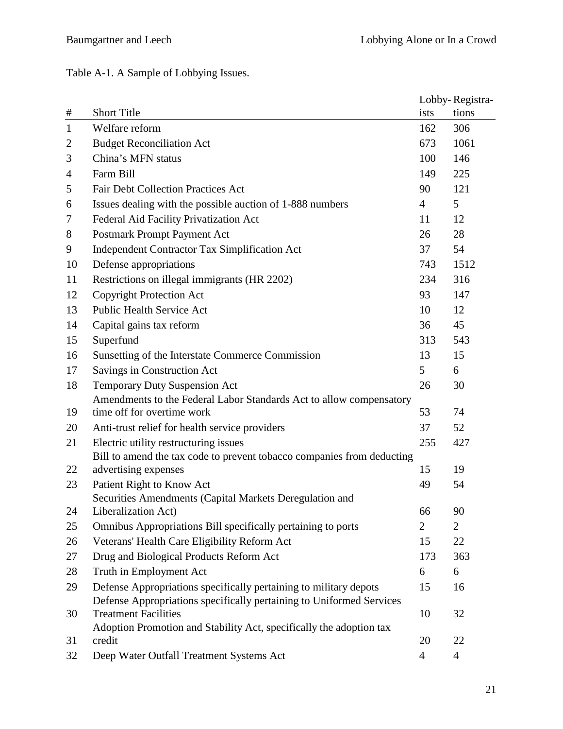Table A-1. A Sample of Lobbying Issues.

| # | Short Title | Lobby-ists | Registra-tions |
|---|---|---|---|
| 1 | Welfare reform | 162 | 306 |
| 2 | Budget Reconciliation Act | 673 | 1061 |
| 3 | China's MFN status | 100 | 146 |
| 4 | Farm Bill | 149 | 225 |
| 5 | Fair Debt Collection Practices Act | 90 | 121 |
| 6 | Issues dealing with the possible auction of 1-888 numbers | 4 | 5 |
| 7 | Federal Aid Facility Privatization Act | 11 | 12 |
| 8 | Postmark Prompt Payment Act | 26 | 28 |
| 9 | Independent Contractor Tax Simplification Act | 37 | 54 |
| 10 | Defense appropriations | 743 | 1512 |
| 11 | Restrictions on illegal immigrants (HR 2202) | 234 | 316 |
| 12 | Copyright Protection Act | 93 | 147 |
| 13 | Public Health Service Act | 10 | 12 |
| 14 | Capital gains tax reform | 36 | 45 |
| 15 | Superfund | 313 | 543 |
| 16 | Sunsetting of the Interstate Commerce Commission | 13 | 15 |
| 17 | Savings in Construction Act | 5 | 6 |
| 18 | Temporary Duty Suspension Act | 26 | 30 |
| 19 | Amendments to the Federal Labor Standards Act to allow compensatory time off for overtime work | 53 | 74 |
| 20 | Anti-trust relief for health service providers | 37 | 52 |
| 21 | Electric utility restructuring issues | 255 | 427 |
| 22 | Bill to amend the tax code to prevent tobacco companies from deducting advertising expenses | 15 | 19 |
| 23 | Patient Right to Know Act | 49 | 54 |
| 24 | Securities Amendments (Capital Markets Deregulation and Liberalization Act) | 66 | 90 |
| 25 | Omnibus Appropriations Bill specifically pertaining to ports | 2 | 2 |
| 26 | Veterans' Health Care Eligibility Reform Act | 15 | 22 |
| 27 | Drug and Biological Products Reform Act | 173 | 363 |
| 28 | Truth in Employment Act | 6 | 6 |
| 29 | Defense Appropriations specifically pertaining to military depots | 15 | 16 |
| 30 | Defense Appropriations specifically pertaining to Uniformed Services Treatment Facilities | 10 | 32 |
| 31 | Adoption Promotion and Stability Act, specifically the adoption tax credit | 20 | 22 |
| 32 | Deep Water Outfall Treatment Systems Act | 4 | 4 |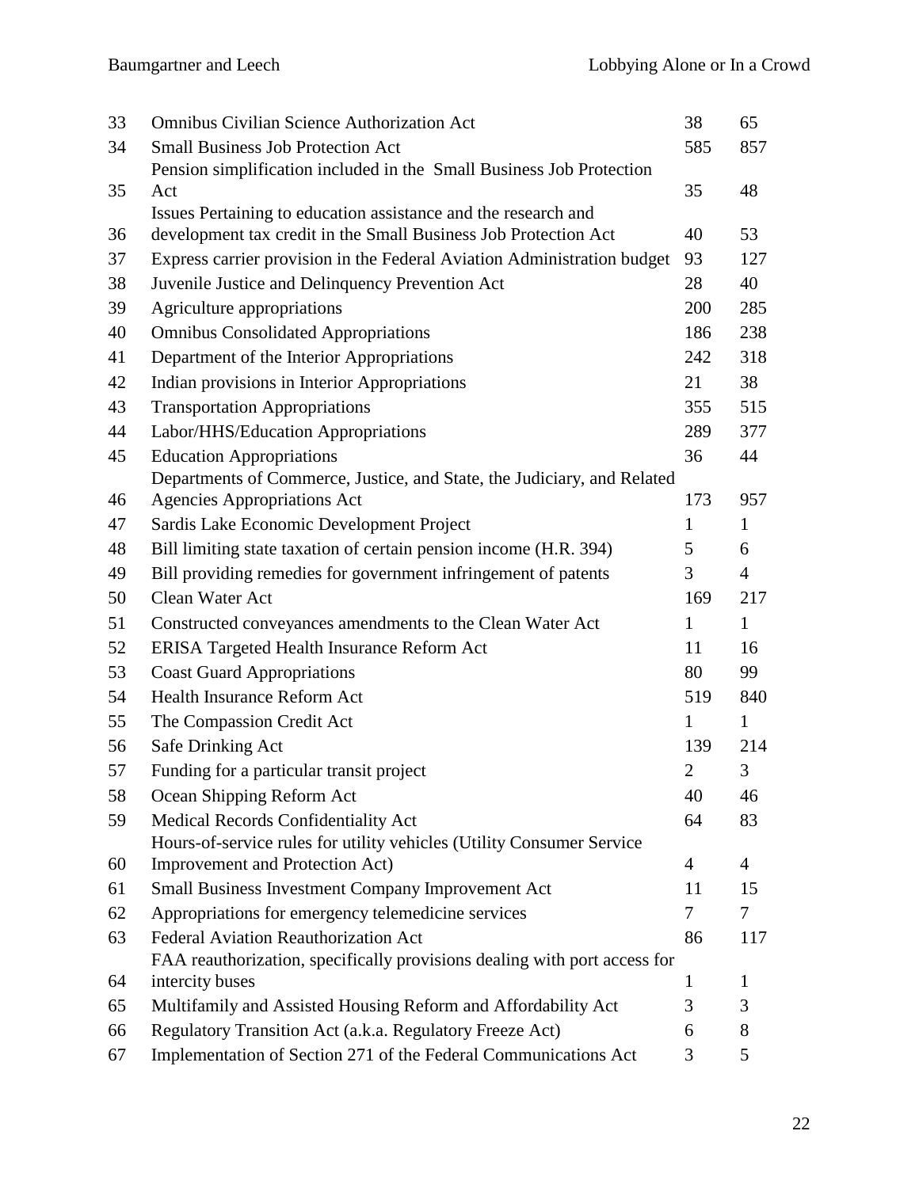| | | | |
|---|---|---|---|
| 33 | Omnibus Civilian Science Authorization Act | 38 | 65 |
| 34 | Small Business Job Protection Act | 585 | 857 |
| 35 | Pension simplification included in the Small Business Job Protection Act | 35 | 48 |
| 36 | Issues Pertaining to education assistance and the research and development tax credit in the Small Business Job Protection Act | 40 | 53 |
| 37 | Express carrier provision in the Federal Aviation Administration budget | 93 | 127 |
| 38 | Juvenile Justice and Delinquency Prevention Act | 28 | 40 |
| 39 | Agriculture appropriations | 200 | 285 |
| 40 | Omnibus Consolidated Appropriations | 186 | 238 |
| 41 | Department of the Interior Appropriations | 242 | 318 |
| 42 | Indian provisions in Interior Appropriations | 21 | 38 |
| 43 | Transportation Appropriations | 355 | 515 |
| 44 | Labor/HHS/Education Appropriations | 289 | 377 |
| 45 | Education Appropriations | 36 | 44 |
| 46 | Departments of Commerce, Justice, and State, the Judiciary, and Related Agencies Appropriations Act | 173 | 957 |
| 47 | Sardis Lake Economic Development Project | 1 | 1 |
| 48 | Bill limiting state taxation of certain pension income (H.R. 394) | 5 | 6 |
| 49 | Bill providing remedies for government infringement of patents | 3 | 4 |
| 50 | Clean Water Act | 169 | 217 |
| 51 | Constructed conveyances amendments to the Clean Water Act | 1 | 1 |
| 52 | ERISA Targeted Health Insurance Reform Act | 11 | 16 |
| 53 | Coast Guard Appropriations | 80 | 99 |
| 54 | Health Insurance Reform Act | 519 | 840 |
| 55 | The Compassion Credit Act | 1 | 1 |
| 56 | Safe Drinking Act | 139 | 214 |
| 57 | Funding for a particular transit project | 2 | 3 |
| 58 | Ocean Shipping Reform Act | 40 | 46 |
| 59 | Medical Records Confidentiality Act | 64 | 83 |
| 60 | Hours-of-service rules for utility vehicles (Utility Consumer Service Improvement and Protection Act) | 4 | 4 |
| 61 | Small Business Investment Company Improvement Act | 11 | 15 |
| 62 | Appropriations for emergency telemedicine services | 7 | 7 |
| 63 | Federal Aviation Reauthorization Act | 86 | 117 |
| 64 | FAA reauthorization, specifically provisions dealing with port access for intercity buses | 1 | 1 |
| 65 | Multifamily and Assisted Housing Reform and Affordability Act | 3 | 3 |
| 66 | Regulatory Transition Act (a.k.a. Regulatory Freeze Act) | 6 | 8 |
| 67 | Implementation of Section 271 of the Federal Communications Act | 3 | 5 |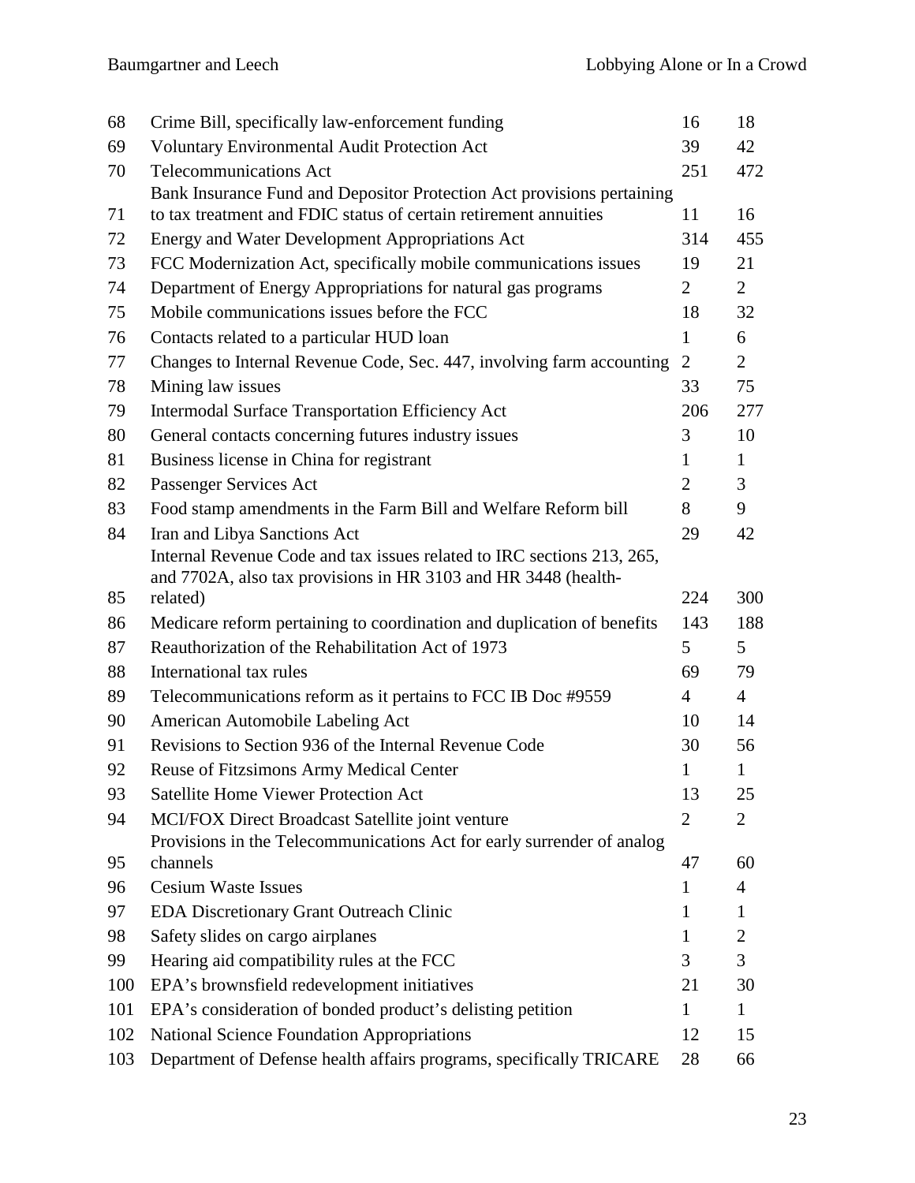| | | | |
|---|---|---|---|
| 68 | Crime Bill, specifically law-enforcement funding | 16 | 18 |
| 69 | Voluntary Environmental Audit Protection Act | 39 | 42 |
| 70 | Telecommunications Act | 251 | 472 |
| 71 | Bank Insurance Fund and Depositor Protection Act provisions pertaining to tax treatment and FDIC status of certain retirement annuities | 11 | 16 |
| 72 | Energy and Water Development Appropriations Act | 314 | 455 |
| 73 | FCC Modernization Act, specifically mobile communications issues | 19 | 21 |
| 74 | Department of Energy Appropriations for natural gas programs | 2 | 2 |
| 75 | Mobile communications issues before the FCC | 18 | 32 |
| 76 | Contacts related to a particular HUD loan | 1 | 6 |
| 77 | Changes to Internal Revenue Code, Sec. 447, involving farm accounting | 2 | 2 |
| 78 | Mining law issues | 33 | 75 |
| 79 | Intermodal Surface Transportation Efficiency Act | 206 | 277 |
| 80 | General contacts concerning futures industry issues | 3 | 10 |
| 81 | Business license in China for registrant | 1 | 1 |
| 82 | Passenger Services Act | 2 | 3 |
| 83 | Food stamp amendments in the Farm Bill and Welfare Reform bill | 8 | 9 |
| 84 | Iran and Libya Sanctions Act | 29 | 42 |
| 85 | Internal Revenue Code and tax issues related to IRC sections 213, 265, and 7702A, also tax provisions in HR 3103 and HR 3448 (health-related) | 224 | 300 |
| 86 | Medicare reform pertaining to coordination and duplication of benefits | 143 | 188 |
| 87 | Reauthorization of the Rehabilitation Act of 1973 | 5 | 5 |
| 88 | International tax rules | 69 | 79 |
| 89 | Telecommunications reform as it pertains to FCC IB Doc #9559 | 4 | 4 |
| 90 | American Automobile Labeling Act | 10 | 14 |
| 91 | Revisions to Section 936 of the Internal Revenue Code | 30 | 56 |
| 92 | Reuse of Fitzsimons Army Medical Center | 1 | 1 |
| 93 | Satellite Home Viewer Protection Act | 13 | 25 |
| 94 | MCI/FOX Direct Broadcast Satellite joint venture | 2 | 2 |
| 95 | Provisions in the Telecommunications Act for early surrender of analog channels | 47 | 60 |
| 96 | Cesium Waste Issues | 1 | 4 |
| 97 | EDA Discretionary Grant Outreach Clinic | 1 | 1 |
| 98 | Safety slides on cargo airplanes | 1 | 2 |
| 99 | Hearing aid compatibility rules at the FCC | 3 | 3 |
| 100 | EPA's brownsfield redevelopment initiatives | 21 | 30 |
| 101 | EPA's consideration of bonded product's delisting petition | 1 | 1 |
| 102 | National Science Foundation Appropriations | 12 | 15 |
| 103 | Department of Defense health affairs programs, specifically TRICARE | 28 | 66 |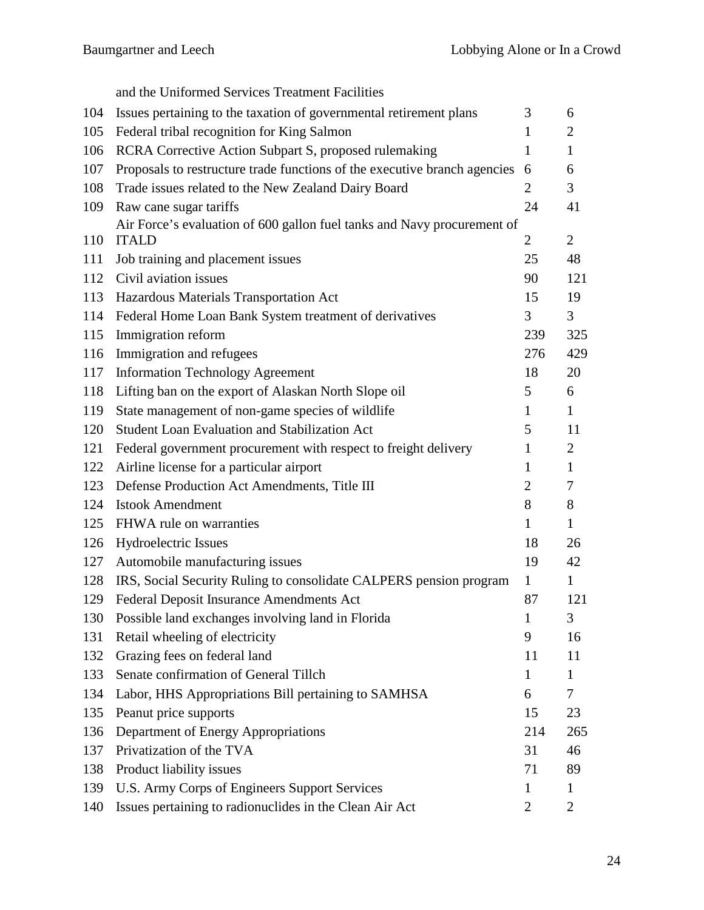| | | | |
|---|---|---|---|
| | and the Uniformed Services Treatment Facilities | | |
| 104 | Issues pertaining to the taxation of governmental retirement plans | 3 | 6 |
| 105 | Federal tribal recognition for King Salmon | 1 | 2 |
| 106 | RCRA Corrective Action Subpart S, proposed rulemaking | 1 | 1 |
| 107 | Proposals to restructure trade functions of the executive branch agencies | 6 | 6 |
| 108 | Trade issues related to the New Zealand Dairy Board | 2 | 3 |
| 109 | Raw cane sugar tariffs | 24 | 41 |
| 110 | Air Force's evaluation of 600 gallon fuel tanks and Navy procurement of ITALD | 2 | 2 |
| 111 | Job training and placement issues | 25 | 48 |
| 112 | Civil aviation issues | 90 | 121 |
| 113 | Hazardous Materials Transportation Act | 15 | 19 |
| 114 | Federal Home Loan Bank System treatment of derivatives | 3 | 3 |
| 115 | Immigration reform | 239 | 325 |
| 116 | Immigration and refugees | 276 | 429 |
| 117 | Information Technology Agreement | 18 | 20 |
| 118 | Lifting ban on the export of Alaskan North Slope oil | 5 | 6 |
| 119 | State management of non-game species of wildlife | 1 | 1 |
| 120 | Student Loan Evaluation and Stabilization Act | 5 | 11 |
| 121 | Federal government procurement with respect to freight delivery | 1 | 2 |
| 122 | Airline license for a particular airport | 1 | 1 |
| 123 | Defense Production Act Amendments, Title III | 2 | 7 |
| 124 | Istook Amendment | 8 | 8 |
| 125 | FHWA rule on warranties | 1 | 1 |
| 126 | Hydroelectric Issues | 18 | 26 |
| 127 | Automobile manufacturing issues | 19 | 42 |
| 128 | IRS, Social Security Ruling to consolidate CALPERS pension program | 1 | 1 |
| 129 | Federal Deposit Insurance Amendments Act | 87 | 121 |
| 130 | Possible land exchanges involving land in Florida | 1 | 3 |
| 131 | Retail wheeling of electricity | 9 | 16 |
| 132 | Grazing fees on federal land | 11 | 11 |
| 133 | Senate confirmation of General Tillch | 1 | 1 |
| 134 | Labor, HHS Appropriations Bill pertaining to SAMHSA | 6 | 7 |
| 135 | Peanut price supports | 15 | 23 |
| 136 | Department of Energy Appropriations | 214 | 265 |
| 137 | Privatization of the TVA | 31 | 46 |
| 138 | Product liability issues | 71 | 89 |
| 139 | U.S. Army Corps of Engineers Support Services | 1 | 1 |
| 140 | Issues pertaining to radionuclides in the Clean Air Act | 2 | 2 |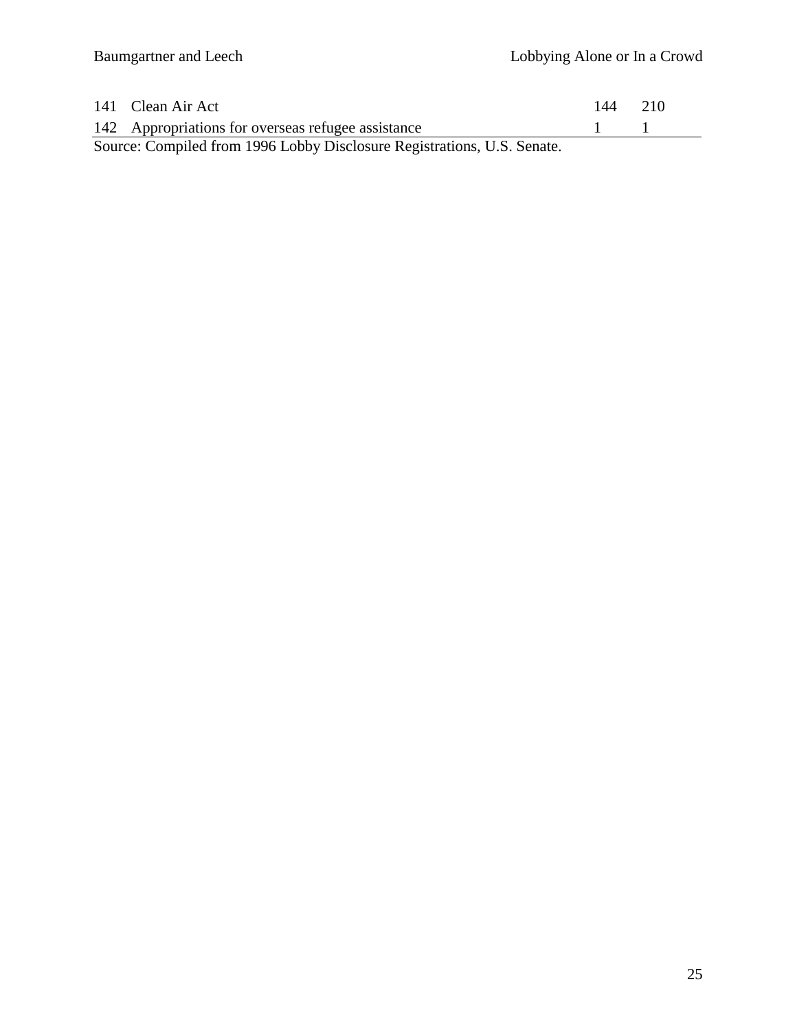| | | | |
|---|---|---|---|
| 141 | Clean Air Act | 144 | 210 |
| 142 | Appropriations for overseas refugee assistance | 1 | 1 |

Source: Compiled from 1996 Lobby Disclosure Registrations, U.S. Senate.